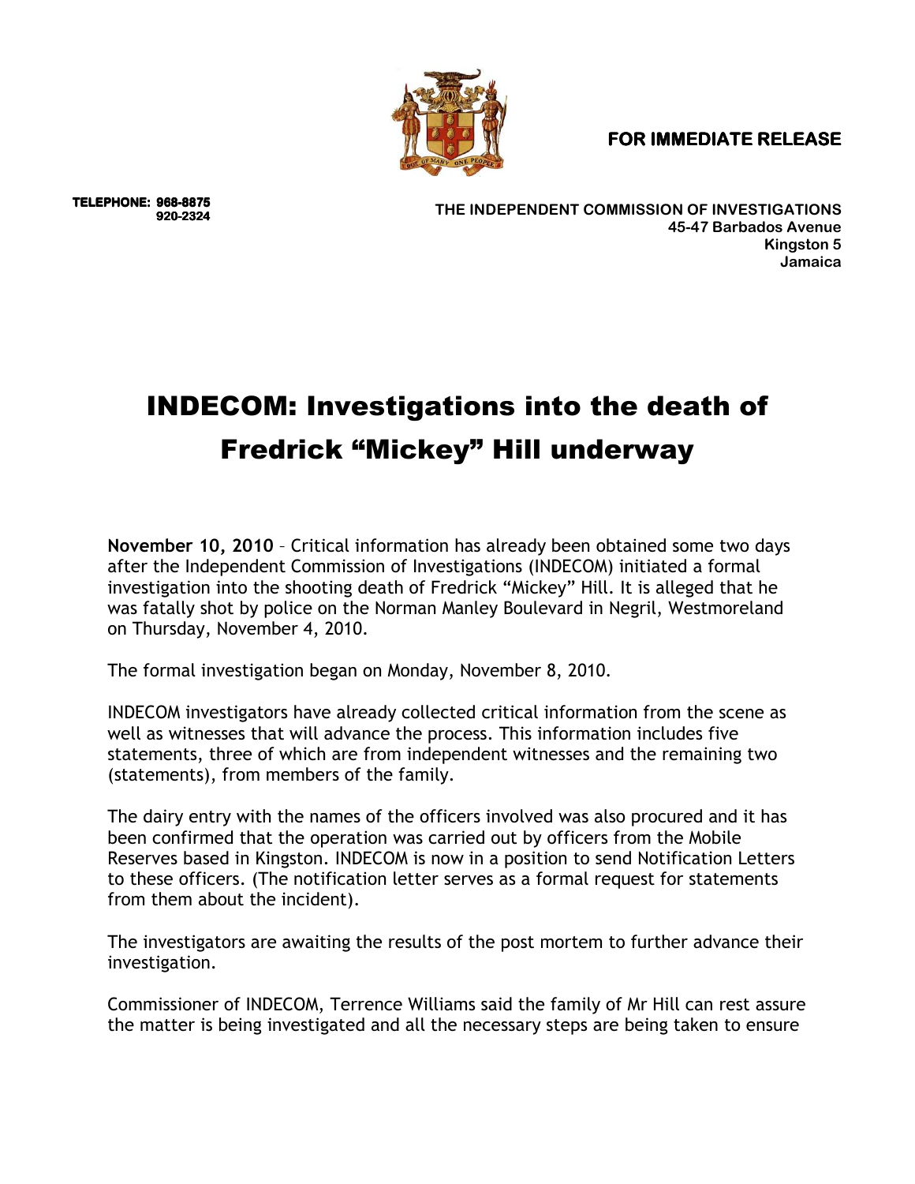**FOR IMMEDIATE RELEASE**

**TELEPHONE: 968-8875**
**920-2324**

**THE INDEPENDENT COMMISSION OF INVESTIGATIONS**
**45-47 Barbados Avenue**
**Kingston 5**
**Jamaica**

# INDECOM: Investigations into the death of Fredrick "Mickey" Hill underway

**November 10, 2010** – Critical information has already been obtained some two days after the Independent Commission of Investigations (INDECOM) initiated a formal investigation into the shooting death of Fredrick "Mickey" Hill. It is alleged that he was fatally shot by police on the Norman Manley Boulevard in Negril, Westmoreland on Thursday, November 4, 2010.

The formal investigation began on Monday, November 8, 2010.

INDECOM investigators have already collected critical information from the scene as well as witnesses that will advance the process. This information includes five statements, three of which are from independent witnesses and the remaining two (statements), from members of the family.

The dairy entry with the names of the officers involved was also procured and it has been confirmed that the operation was carried out by officers from the Mobile Reserves based in Kingston. INDECOM is now in a position to send Notification Letters to these officers. (The notification letter serves as a formal request for statements from them about the incident).

The investigators are awaiting the results of the post mortem to further advance their investigation.

Commissioner of INDECOM, Terrence Williams said the family of Mr Hill can rest assure the matter is being investigated and all the necessary steps are being taken to ensure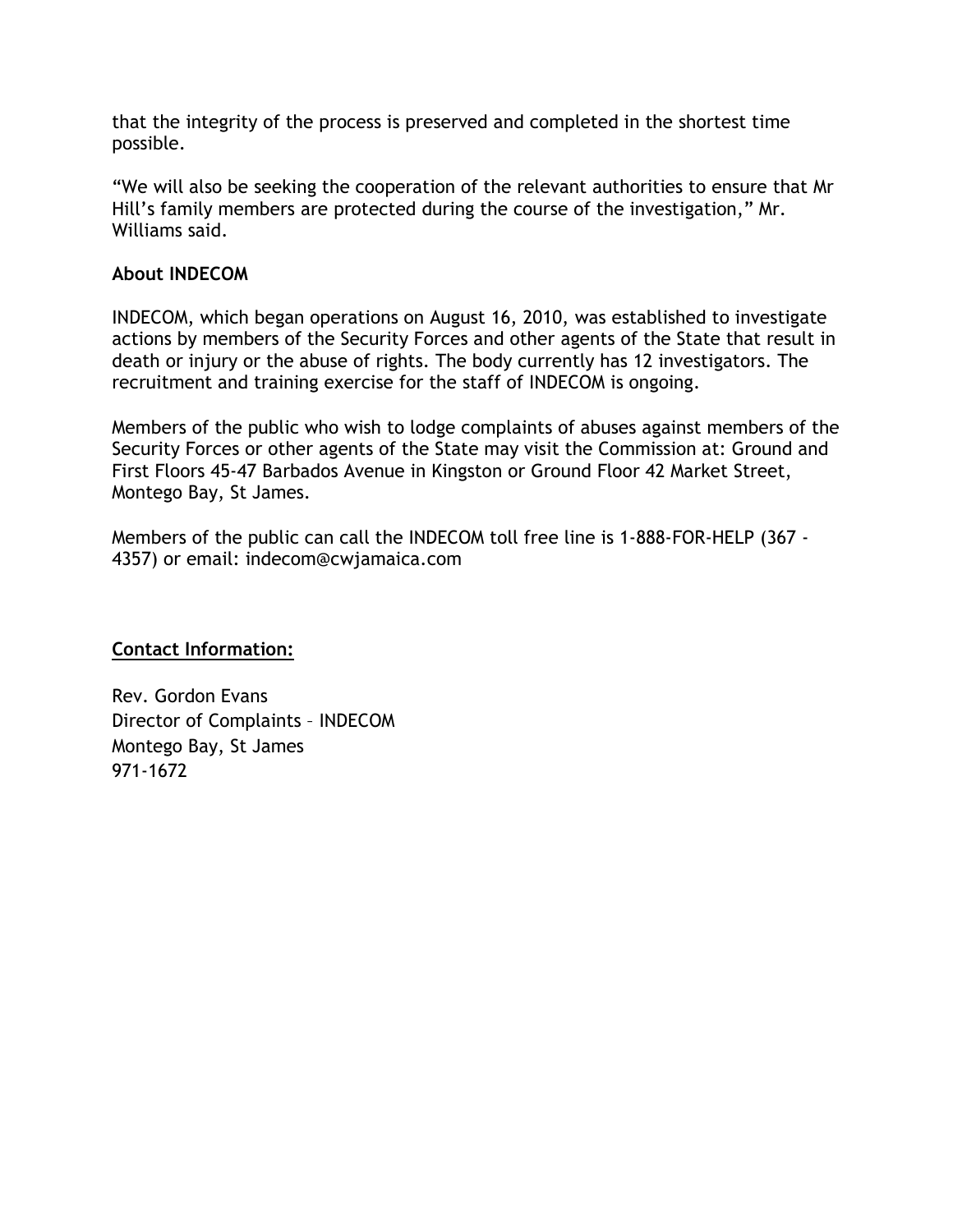that the integrity of the process is preserved and completed in the shortest time possible.

“We will also be seeking the cooperation of the relevant authorities to ensure that Mr Hill’s family members are protected during the course of the investigation,” Mr. Williams said.

**About INDECOM**

INDECOM, which began operations on August 16, 2010, was established to investigate actions by members of the Security Forces and other agents of the State that result in death or injury or the abuse of rights. The body currently has 12 investigators. The recruitment and training exercise for the staff of INDECOM is ongoing.

Members of the public who wish to lodge complaints of abuses against members of the Security Forces or other agents of the State may visit the Commission at: Ground and First Floors 45-47 Barbados Avenue in Kingston or Ground Floor 42 Market Street, Montego Bay, St James.

Members of the public can call the INDECOM toll free line is 1-888-FOR-HELP (367 - 4357) or email: indecom@cwjamaica.com

**Contact Information:**

Rev. Gordon Evans  
Director of Complaints – INDECOM  
Montego Bay, St James  
971-1672